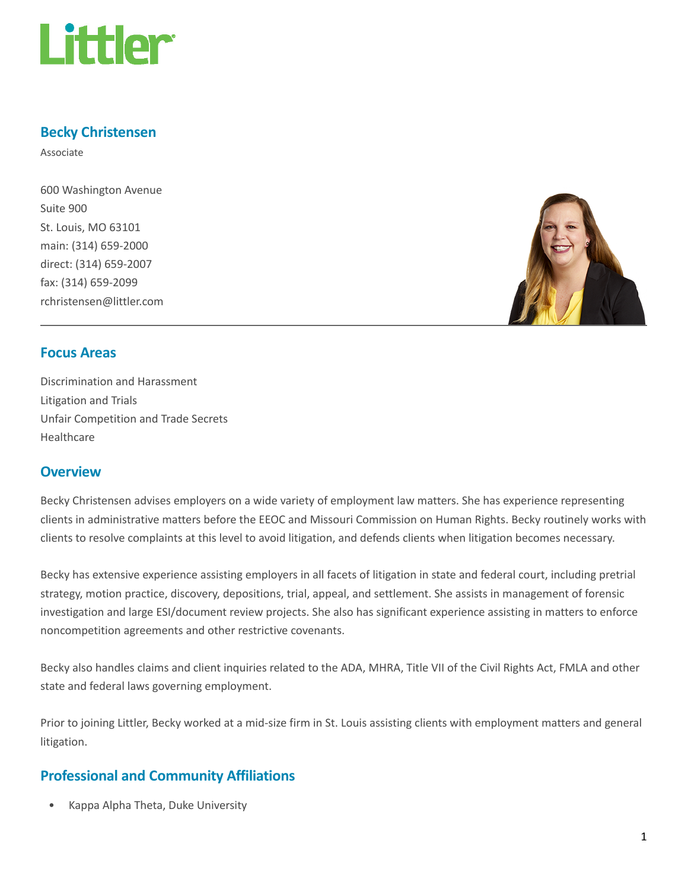# Becky Christensen

Associate

600 Washington Avenue
Suite 900
St. Louis, MO 63101
main: (314) 659-2000
direct: (314) 659-2007
fax: (314) 659-2099
rchristensen@littler.com

## Focus Areas

Discrimination and Harassment
Litigation and Trials
Unfair Competition and Trade Secrets
Healthcare

## Overview

Becky Christensen advises employers on a wide variety of employment law matters. She has experience representing clients in administrative matters before the EEOC and Missouri Commission on Human Rights. Becky routinely works with clients to resolve complaints at this level to avoid litigation, and defends clients when litigation becomes necessary.

Becky has extensive experience assisting employers in all facets of litigation in state and federal court, including pretrial strategy, motion practice, discovery, depositions, trial, appeal, and settlement. She assists in management of forensic investigation and large ESI/document review projects. She also has significant experience assisting in matters to enforce noncompetition agreements and other restrictive covenants.

Becky also handles claims and client inquiries related to the ADA, MHRA, Title VII of the Civil Rights Act, FMLA and other state and federal laws governing employment.

Prior to joining Littler, Becky worked at a mid-size firm in St. Louis assisting clients with employment matters and general litigation.

## Professional and Community Affiliations

- Kappa Alpha Theta, Duke University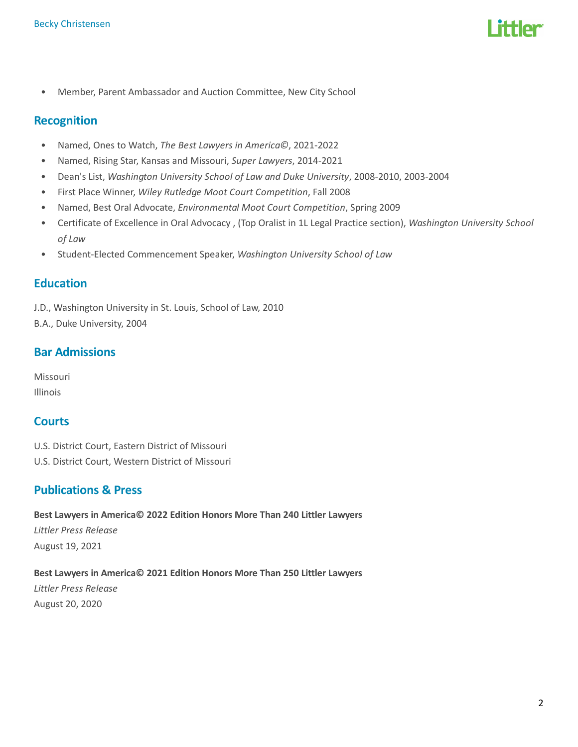- Member, Parent Ambassador and Auction Committee, New City School

## Recognition

- Named, Ones to Watch, *The Best Lawyers in America©*, 2021-2022
- Named, Rising Star, Kansas and Missouri, *Super Lawyers*, 2014-2021
- Dean's List, *Washington University School of Law and Duke University*, 2008-2010, 2003-2004
- First Place Winner, *Wiley Rutledge Moot Court Competition*, Fall 2008
- Named, Best Oral Advocate, *Environmental Moot Court Competition*, Spring 2009
- Certificate of Excellence in Oral Advocacy , (Top Oralist in 1L Legal Practice section), *Washington University School of Law*
- Student-Elected Commencement Speaker, *Washington University School of Law*

## Education

J.D., Washington University in St. Louis, School of Law, 2010

B.A., Duke University, 2004

## Bar Admissions

Missouri

Illinois

## Courts

U.S. District Court, Eastern District of Missouri

U.S. District Court, Western District of Missouri

## Publications & Press

**Best Lawyers in America© 2022 Edition Honors More Than 240 Littler Lawyers**

*Littler Press Release*

August 19, 2021

**Best Lawyers in America© 2021 Edition Honors More Than 250 Littler Lawyers**

*Littler Press Release*

August 20, 2020